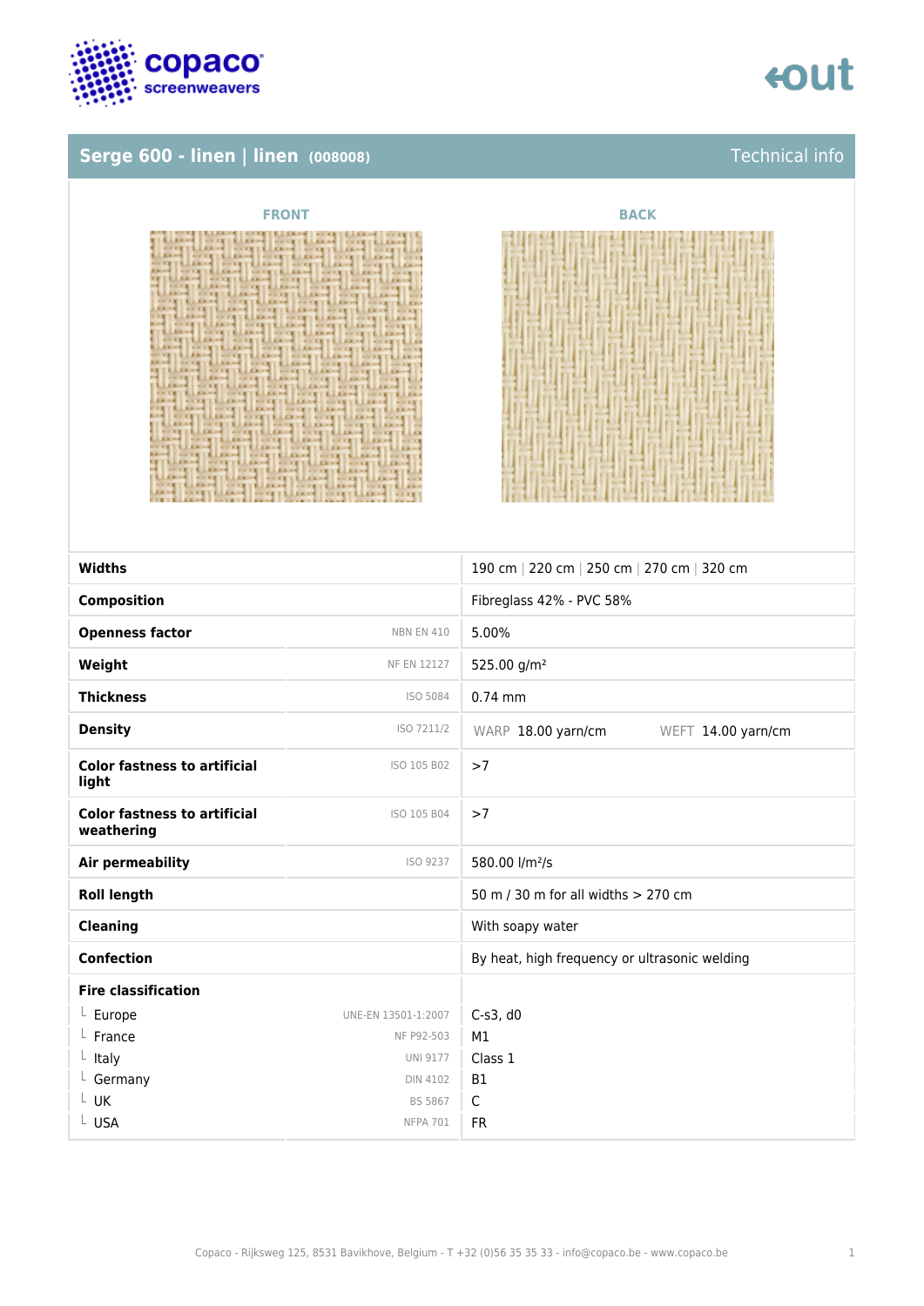## Serge 600 - linen | linen (008008)

Technical info

FRONT

BACK

| Property | Standard | Value |
|---|---|---|
| **Widths** | | 190 cm \| 220 cm \| 250 cm \| 270 cm \| 320 cm |
| **Composition** | | Fibreglass 42% - PVC 58% |
| **Openness factor** | NBN EN 410 | 5.00% |
| **Weight** | NF EN 12127 | 525.00 g/m² |
| **Thickness** | ISO 5084 | 0.74 mm |
| **Density** | ISO 7211/2 | WARP 18.00 yarn/cm WEFT 14.00 yarn/cm |
| **Color fastness to artificial light** | ISO 105 B02 | >7 |
| **Color fastness to artificial weathering** | ISO 105 B04 | >7 |
| **Air permeability** | ISO 9237 | 580.00 l/m²/s |
| **Roll length** | | 50 m / 30 m for all widths > 270 cm |
| **Cleaning** | | With soapy water |
| **Confection** | | By heat, high frequency or ultrasonic welding |
| **Fire classification** | | |
| └ Europe | UNE-EN 13501-1:2007 | C-s3, d0 |
| └ France | NF P92-503 | M1 |
| └ Italy | UNI 9177 | Class 1 |
| └ Germany | DIN 4102 | B1 |
| └ UK | BS 5867 | C |
| └ USA | NFPA 701 | FR |

Copaco - Rijksweg 125, 8531 Bavikhove, Belgium - T +32 (0)56 35 35 33 - info@copaco.be - www.copaco.be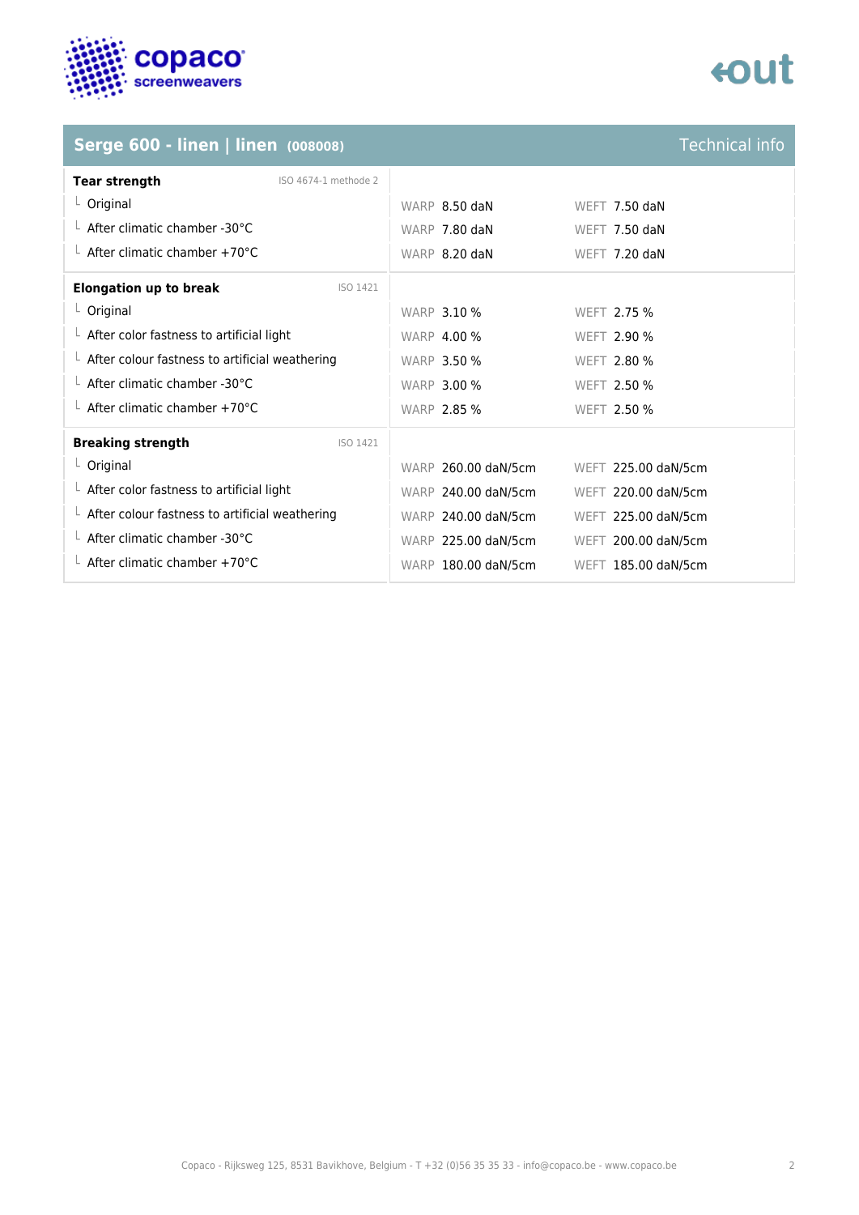## Serge 600 - linen | linen (008008)

Technical info

| Tear strength | ISO 4674-1 methode 2 | | |
|---|---|---|---|
| └ Original | | WARP 8.50 daN | WEFT 7.50 daN |
| └ After climatic chamber -30°C | | WARP 7.80 daN | WEFT 7.50 daN |
| └ After climatic chamber +70°C | | WARP 8.20 daN | WEFT 7.20 daN |

| Elongation up to break | ISO 1421 | | |
|---|---|---|---|
| └ Original | | WARP 3.10 % | WEFT 2.75 % |
| └ After color fastness to artificial light | | WARP 4.00 % | WEFT 2.90 % |
| └ After colour fastness to artificial weathering | | WARP 3.50 % | WEFT 2.80 % |
| └ After climatic chamber -30°C | | WARP 3.00 % | WEFT 2.50 % |
| └ After climatic chamber +70°C | | WARP 2.85 % | WEFT 2.50 % |

| Breaking strength | ISO 1421 | | |
|---|---|---|---|
| └ Original | | WARP 260.00 daN/5cm | WEFT 225.00 daN/5cm |
| └ After color fastness to artificial light | | WARP 240.00 daN/5cm | WEFT 220.00 daN/5cm |
| └ After colour fastness to artificial weathering | | WARP 240.00 daN/5cm | WEFT 225.00 daN/5cm |
| └ After climatic chamber -30°C | | WARP 225.00 daN/5cm | WEFT 200.00 daN/5cm |
| └ After climatic chamber +70°C | | WARP 180.00 daN/5cm | WEFT 185.00 daN/5cm |

Copaco - Rijksweg 125, 8531 Bavikhove, Belgium - T +32 (0)56 35 35 33 - info@copaco.be - www.copaco.be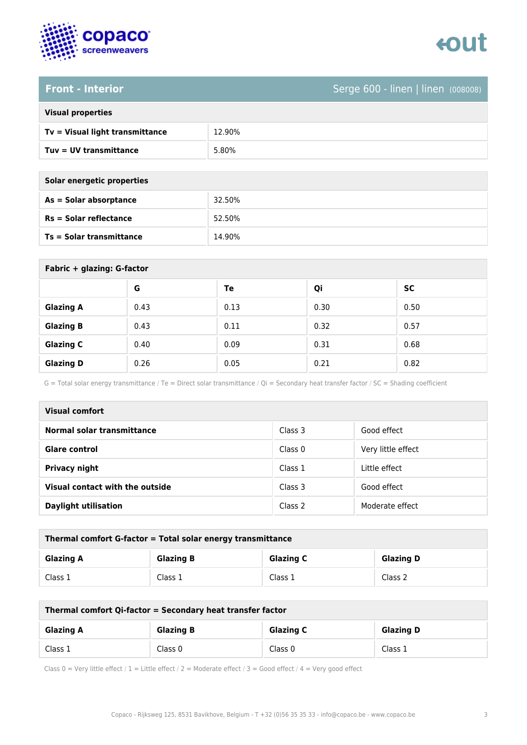## Front - Interior

Serge 600 - linen | linen (008008)

| Visual properties | |
|---|---|
| **Tv = Visual light transmittance** | 12.90% |
| **Tuv = UV transmittance** | 5.80% |

| Solar energetic properties | |
|---|---|
| **As = Solar absorptance** | 32.50% |
| **Rs = Solar reflectance** | 52.50% |
| **Ts = Solar transmittance** | 14.90% |

**Fabric + glazing: G-factor**

| | G | Te | Qi | SC |
|---|---|---|---|---|
| **Glazing A** | 0.43 | 0.13 | 0.30 | 0.50 |
| **Glazing B** | 0.43 | 0.11 | 0.32 | 0.57 |
| **Glazing C** | 0.40 | 0.09 | 0.31 | 0.68 |
| **Glazing D** | 0.26 | 0.05 | 0.21 | 0.82 |

G = Total solar energy transmittance / Te = Direct solar transmittance / Qi = Secondary heat transfer factor / SC = Shading coefficient

| Visual comfort | | |
|---|---|---|
| **Normal solar transmittance** | Class 3 | Good effect |
| **Glare control** | Class 0 | Very little effect |
| **Privacy night** | Class 1 | Little effect |
| **Visual contact with the outside** | Class 3 | Good effect |
| **Daylight utilisation** | Class 2 | Moderate effect |

**Thermal comfort G-factor = Total solar energy transmittance**

| Glazing A | Glazing B | Glazing C | Glazing D |
|---|---|---|---|
| Class 1 | Class 1 | Class 1 | Class 2 |

**Thermal comfort Qi-factor = Secondary heat transfer factor**

| Glazing A | Glazing B | Glazing C | Glazing D |
|---|---|---|---|
| Class 1 | Class 0 | Class 0 | Class 1 |

Class 0 = Very little effect / 1 = Little effect / 2 = Moderate effect / 3 = Good effect / 4 = Very good effect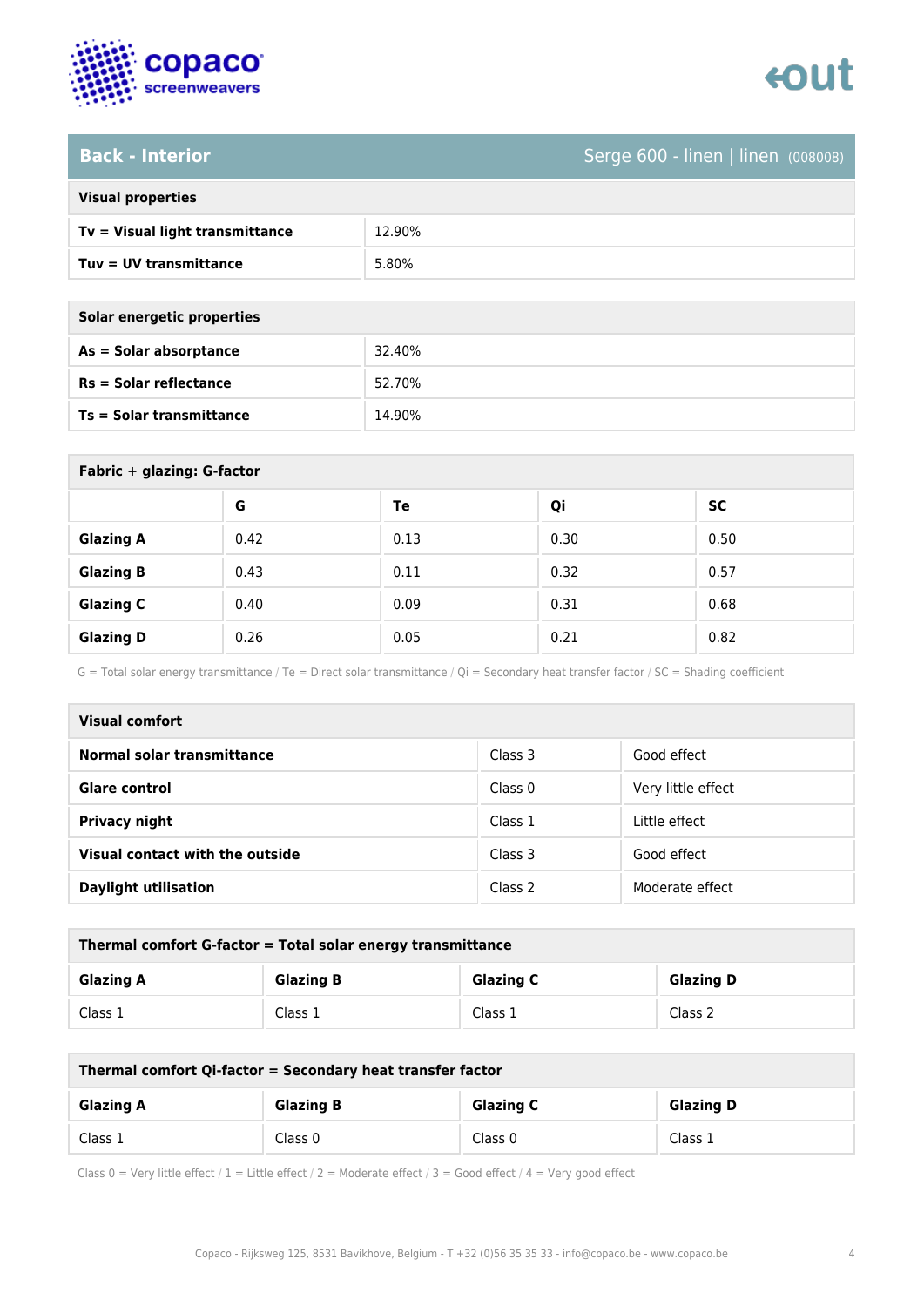## Back - Interior

Serge 600 - linen | linen (008008)

| Visual properties | |
|---|---|
| **Tv = Visual light transmittance** | 12.90% |
| **Tuv = UV transmittance** | 5.80% |

| Solar energetic properties | |
|---|---|
| **As = Solar absorptance** | 32.40% |
| **Rs = Solar reflectance** | 52.70% |
| **Ts = Solar transmittance** | 14.90% |

**Fabric + glazing: G-factor**

| | G | Te | Qi | SC |
|---|---|---|---|---|
| **Glazing A** | 0.42 | 0.13 | 0.30 | 0.50 |
| **Glazing B** | 0.43 | 0.11 | 0.32 | 0.57 |
| **Glazing C** | 0.40 | 0.09 | 0.31 | 0.68 |
| **Glazing D** | 0.26 | 0.05 | 0.21 | 0.82 |

G = Total solar energy transmittance / Te = Direct solar transmittance / Qi = Secondary heat transfer factor / SC = Shading coefficient

| Visual comfort | | |
|---|---|---|
| **Normal solar transmittance** | Class 3 | Good effect |
| **Glare control** | Class 0 | Very little effect |
| **Privacy night** | Class 1 | Little effect |
| **Visual contact with the outside** | Class 3 | Good effect |
| **Daylight utilisation** | Class 2 | Moderate effect |

**Thermal comfort G-factor = Total solar energy transmittance**

| Glazing A | Glazing B | Glazing C | Glazing D |
|---|---|---|---|
| Class 1 | Class 1 | Class 1 | Class 2 |

**Thermal comfort Qi-factor = Secondary heat transfer factor**

| Glazing A | Glazing B | Glazing C | Glazing D |
|---|---|---|---|
| Class 1 | Class 0 | Class 0 | Class 1 |

Class 0 = Very little effect / 1 = Little effect / 2 = Moderate effect / 3 = Good effect / 4 = Very good effect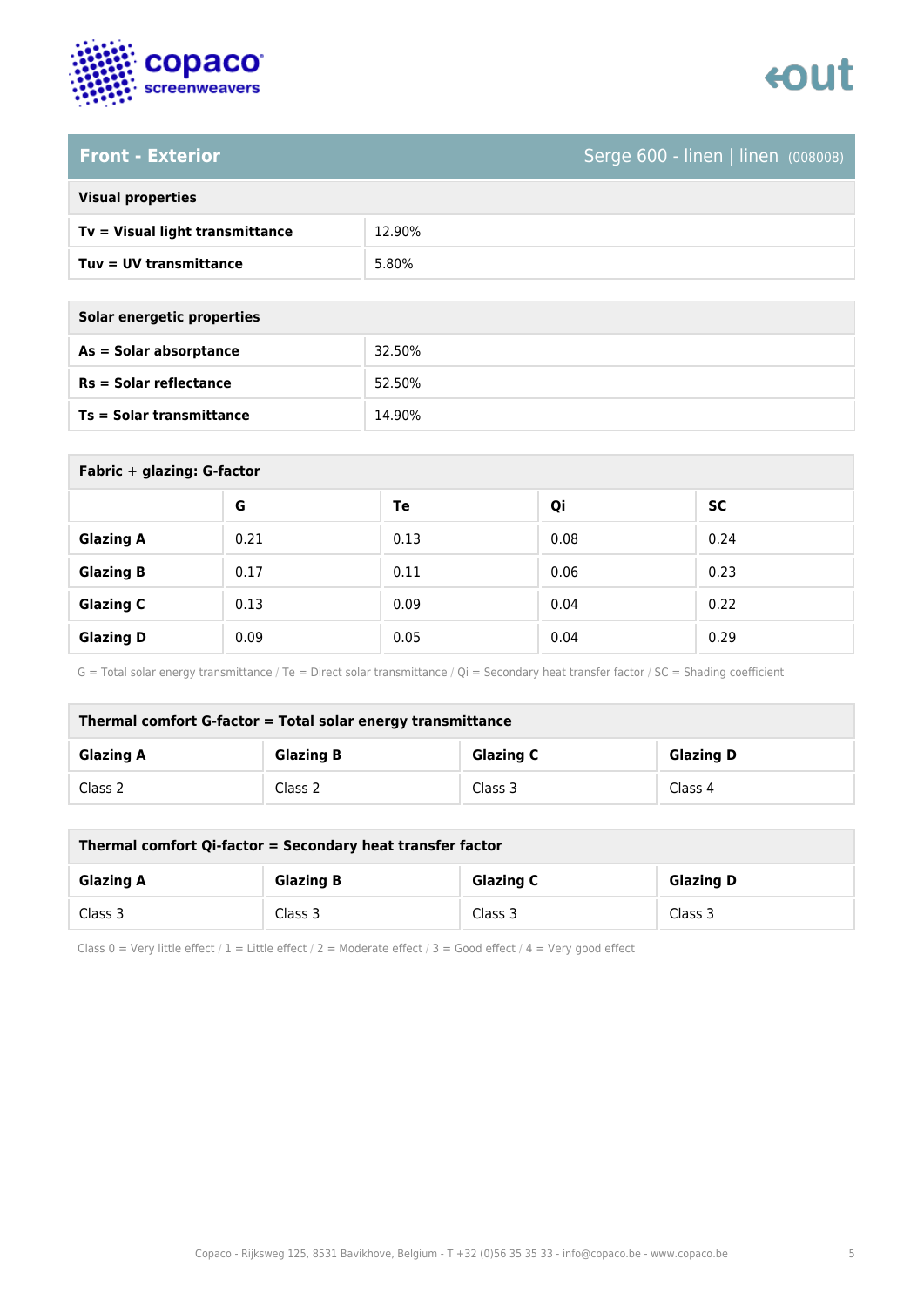## Front - Exterior

Serge 600 - linen | linen (008008)

| Visual properties | |
|---|---|
| **Tv = Visual light transmittance** | 12.90% |
| **Tuv = UV transmittance** | 5.80% |

| Solar energetic properties | |
|---|---|
| **As = Solar absorptance** | 32.50% |
| **Rs = Solar reflectance** | 52.50% |
| **Ts = Solar transmittance** | 14.90% |

**Fabric + glazing: G-factor**

| | G | Te | Qi | SC |
|---|---|---|---|---|
| **Glazing A** | 0.21 | 0.13 | 0.08 | 0.24 |
| **Glazing B** | 0.17 | 0.11 | 0.06 | 0.23 |
| **Glazing C** | 0.13 | 0.09 | 0.04 | 0.22 |
| **Glazing D** | 0.09 | 0.05 | 0.04 | 0.29 |

G = Total solar energy transmittance / Te = Direct solar transmittance / Qi = Secondary heat transfer factor / SC = Shading coefficient

**Thermal comfort G-factor = Total solar energy transmittance**

| Glazing A | Glazing B | Glazing C | Glazing D |
|---|---|---|---|
| Class 2 | Class 2 | Class 3 | Class 4 |

**Thermal comfort Qi-factor = Secondary heat transfer factor**

| Glazing A | Glazing B | Glazing C | Glazing D |
|---|---|---|---|
| Class 3 | Class 3 | Class 3 | Class 3 |

Class 0 = Very little effect / 1 = Little effect / 2 = Moderate effect / 3 = Good effect / 4 = Very good effect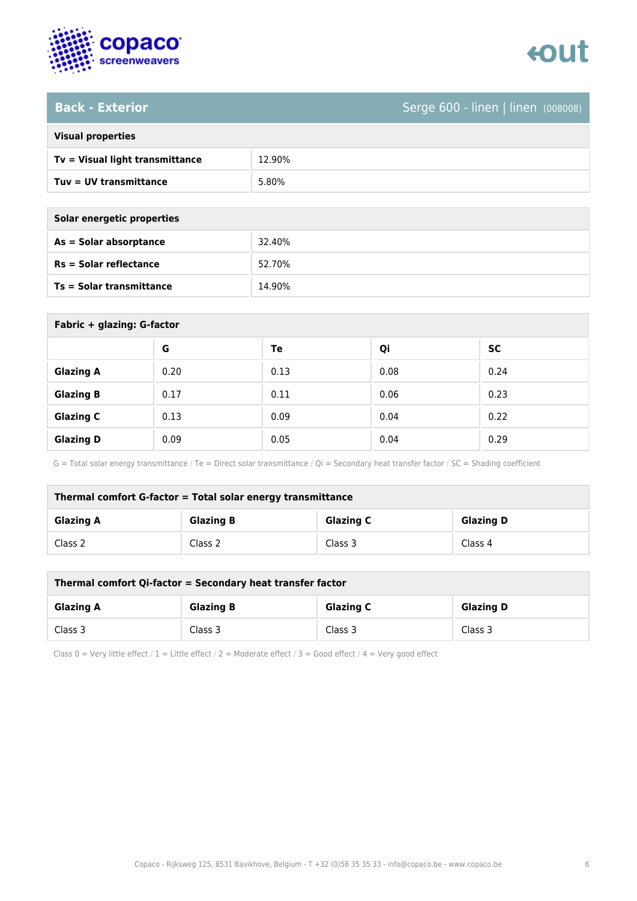## Back - Exterior

Serge 600 - linen | linen (008008)

| Visual properties | |
|---|---|
| **Tv = Visual light transmittance** | 12.90% |
| **Tuv = UV transmittance** | 5.80% |

| Solar energetic properties | |
|---|---|
| **As = Solar absorptance** | 32.40% |
| **Rs = Solar reflectance** | 52.70% |
| **Ts = Solar transmittance** | 14.90% |

**Fabric + glazing: G-factor**

| | G | Te | Qi | SC |
|---|---|---|---|---|
| **Glazing A** | 0.20 | 0.13 | 0.08 | 0.24 |
| **Glazing B** | 0.17 | 0.11 | 0.06 | 0.23 |
| **Glazing C** | 0.13 | 0.09 | 0.04 | 0.22 |
| **Glazing D** | 0.09 | 0.05 | 0.04 | 0.29 |

G = Total solar energy transmittance / Te = Direct solar transmittance / Qi = Secondary heat transfer factor / SC = Shading coefficient

**Thermal comfort G-factor = Total solar energy transmittance**

| Glazing A | Glazing B | Glazing C | Glazing D |
|---|---|---|---|
| Class 2 | Class 2 | Class 3 | Class 4 |

**Thermal comfort Qi-factor = Secondary heat transfer factor**

| Glazing A | Glazing B | Glazing C | Glazing D |
|---|---|---|---|
| Class 3 | Class 3 | Class 3 | Class 3 |

Class 0 = Very little effect / 1 = Little effect / 2 = Moderate effect / 3 = Good effect / 4 = Very good effect

Copaco - Rijksweg 125, 8531 Bavikhove, Belgium - T +32 (0)56 35 35 33 - info@copaco.be - www.copaco.be